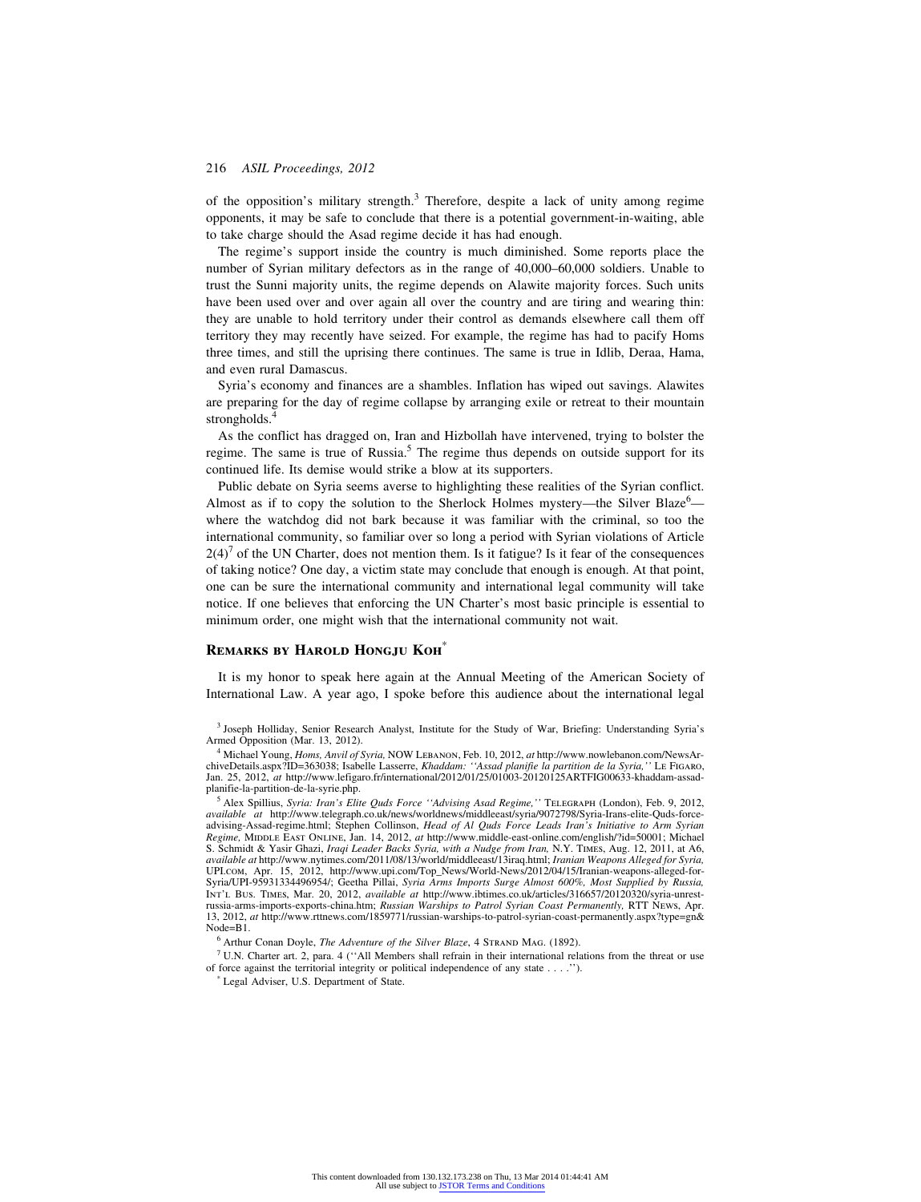of the opposition's military strength.[3] Therefore, despite a lack of unity among regime opponents, it may be safe to conclude that there is a potential government-in-waiting, able to take charge should the Asad regime decide it has had enough.

The regime's support inside the country is much diminished. Some reports place the number of Syrian military defectors as in the range of 40,000–60,000 soldiers. Unable to trust the Sunni majority units, the regime depends on Alawite majority forces. Such units have been used over and over again all over the country and are tiring and wearing thin: they are unable to hold territory under their control as demands elsewhere call them off territory they may recently have seized. For example, the regime has had to pacify Homs three times, and still the uprising there continues. The same is true in Idlib, Deraa, Hama, and even rural Damascus.

Syria's economy and finances are a shambles. Inflation has wiped out savings. Alawites are preparing for the day of regime collapse by arranging exile or retreat to their mountain strongholds.[4]

As the conflict has dragged on, Iran and Hizbollah have intervened, trying to bolster the regime. The same is true of Russia.[5] The regime thus depends on outside support for its continued life. Its demise would strike a blow at its supporters.

Public debate on Syria seems averse to highlighting these realities of the Syrian conflict. Almost as if to copy the solution to the Sherlock Holmes mystery—the Silver Blaze[6]—where the watchdog did not bark because it was familiar with the criminal, so too the international community, so familiar over so long a period with Syrian violations of Article 2(4)[7] of the UN Charter, does not mention them. Is it fatigue? Is it fear of the consequences of taking notice? One day, a victim state may conclude that enough is enough. At that point, one can be sure the international community and international legal community will take notice. If one believes that enforcing the UN Charter's most basic principle is essential to minimum order, one might wish that the international community not wait.

## Remarks by Harold Hongju Koh[*]

It is my honor to speak here again at the Annual Meeting of the American Society of International Law. A year ago, I spoke before this audience about the international legal

---

[3] Joseph Holliday, Senior Research Analyst, Institute for the Study of War, Briefing: Understanding Syria's Armed Opposition (Mar. 13, 2012).

[4] Michael Young, *Homs, Anvil of Syria,* NOW Lebanon, Feb. 10, 2012, *at* http://www.nowlebanon.com/NewsArchiveDetails.aspx?ID=363038; Isabelle Lasserre, *Khaddam: ''Assad planifie la partition de la Syria,''* Le Figaro, Jan. 25, 2012, *at* http://www.lefigaro.fr/international/2012/01/25/01003-20120125ARTFIG00633-khaddam-assad-planifie-la-partition-de-la-syrie.php.

[5] Alex Spillius, *Syria: Iran's Elite Quds Force ''Advising Asad Regime,''* Telegraph (London), Feb. 9, 2012, *available at* http://www.telegraph.co.uk/news/worldnews/middleeast/syria/9072798/Syria-Irans-elite-Quds-force-advising-Assad-regime.html; Stephen Collinson, *Head of Al Quds Force Leads Iran's Initiative to Arm Syrian Regime,* Middle East Online, Jan. 14, 2012, *at* http://www.middle-east-online.com/english/?id=50001; Michael S. Schmidt & Yasir Ghazi, *Iraqi Leader Backs Syria, with a Nudge from Iran,* N.Y. Times, Aug. 12, 2011, at A6, *available at* http://www.nytimes.com/2011/08/13/world/middleeast/13iraq.html; *Iranian Weapons Alleged for Syria,* UPI.com, Apr. 15, 2012, http://www.upi.com/Top_News/World-News/2012/04/15/Iranian-weapons-alleged-for-Syria/UPI-95931334496954/; Geetha Pillai, *Syria Arms Imports Surge Almost 600%, Most Supplied by Russia,* Int'l Bus. Times, Mar. 20, 2012, *available at* http://www.ibtimes.co.uk/articles/316657/20120320/syria-unrest-russia-arms-imports-exports-china.htm; *Russian Warships to Patrol Syrian Coast Permanently,* RTT News, Apr. 13, 2012, *at* http://www.rttnews.com/1859771/russian-warships-to-patrol-syrian-coast-permanently.aspx?type=gn&Node=B1.

[6] Arthur Conan Doyle, *The Adventure of the Silver Blaze*, 4 Strand Mag. (1892).

[7] U.N. Charter art. 2, para. 4 (''All Members shall refrain in their international relations from the threat or use of force against the territorial integrity or political independence of any state . . . .'').

[*] Legal Adviser, U.S. Department of State.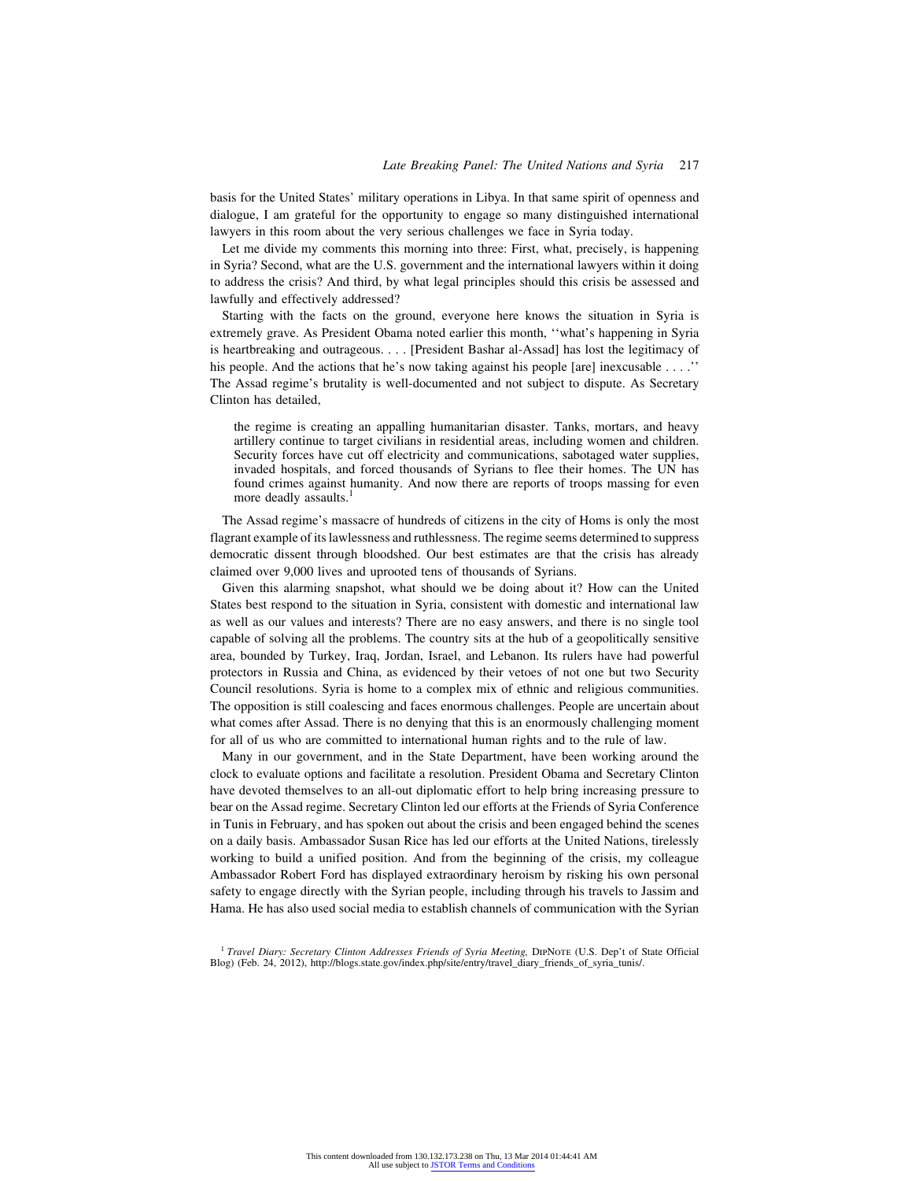basis for the United States' military operations in Libya. In that same spirit of openness and dialogue, I am grateful for the opportunity to engage so many distinguished international lawyers in this room about the very serious challenges we face in Syria today.

Let me divide my comments this morning into three: First, what, precisely, is happening in Syria? Second, what are the U.S. government and the international lawyers within it doing to address the crisis? And third, by what legal principles should this crisis be assessed and lawfully and effectively addressed?

Starting with the facts on the ground, everyone here knows the situation in Syria is extremely grave. As President Obama noted earlier this month, ''what's happening in Syria is heartbreaking and outrageous. . . . [President Bashar al-Assad] has lost the legitimacy of his people. And the actions that he's now taking against his people [are] inexcusable . . . .'' The Assad regime's brutality is well-documented and not subject to dispute. As Secretary Clinton has detailed,

> the regime is creating an appalling humanitarian disaster. Tanks, mortars, and heavy artillery continue to target civilians in residential areas, including women and children. Security forces have cut off electricity and communications, sabotaged water supplies, invaded hospitals, and forced thousands of Syrians to flee their homes. The UN has found crimes against humanity. And now there are reports of troops massing for even more deadly assaults.[1]

The Assad regime's massacre of hundreds of citizens in the city of Homs is only the most flagrant example of its lawlessness and ruthlessness. The regime seems determined to suppress democratic dissent through bloodshed. Our best estimates are that the crisis has already claimed over 9,000 lives and uprooted tens of thousands of Syrians.

Given this alarming snapshot, what should we be doing about it? How can the United States best respond to the situation in Syria, consistent with domestic and international law as well as our values and interests? There are no easy answers, and there is no single tool capable of solving all the problems. The country sits at the hub of a geopolitically sensitive area, bounded by Turkey, Iraq, Jordan, Israel, and Lebanon. Its rulers have had powerful protectors in Russia and China, as evidenced by their vetoes of not one but two Security Council resolutions. Syria is home to a complex mix of ethnic and religious communities. The opposition is still coalescing and faces enormous challenges. People are uncertain about what comes after Assad. There is no denying that this is an enormously challenging moment for all of us who are committed to international human rights and to the rule of law.

Many in our government, and in the State Department, have been working around the clock to evaluate options and facilitate a resolution. President Obama and Secretary Clinton have devoted themselves to an all-out diplomatic effort to help bring increasing pressure to bear on the Assad regime. Secretary Clinton led our efforts at the Friends of Syria Conference in Tunis in February, and has spoken out about the crisis and been engaged behind the scenes on a daily basis. Ambassador Susan Rice has led our efforts at the United Nations, tirelessly working to build a unified position. And from the beginning of the crisis, my colleague Ambassador Robert Ford has displayed extraordinary heroism by risking his own personal safety to engage directly with the Syrian people, including through his travels to Jassim and Hama. He has also used social media to establish channels of communication with the Syrian

[1] *Travel Diary: Secretary Clinton Addresses Friends of Syria Meeting,* DipNote (U.S. Dep't of State Official Blog) (Feb. 24, 2012), http://blogs.state.gov/index.php/site/entry/travel_diary_friends_of_syria_tunis/.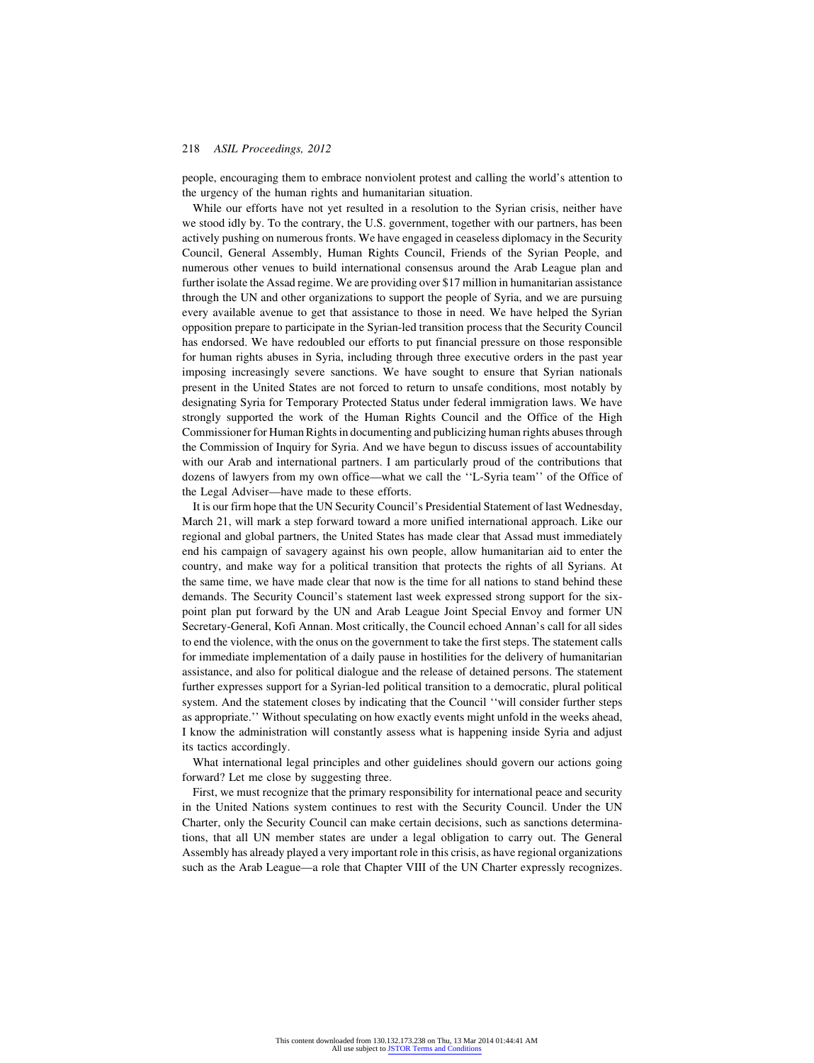people, encouraging them to embrace nonviolent protest and calling the world's attention to the urgency of the human rights and humanitarian situation.

While our efforts have not yet resulted in a resolution to the Syrian crisis, neither have we stood idly by. To the contrary, the U.S. government, together with our partners, has been actively pushing on numerous fronts. We have engaged in ceaseless diplomacy in the Security Council, General Assembly, Human Rights Council, Friends of the Syrian People, and numerous other venues to build international consensus around the Arab League plan and further isolate the Assad regime. We are providing over $17 million in humanitarian assistance through the UN and other organizations to support the people of Syria, and we are pursuing every available avenue to get that assistance to those in need. We have helped the Syrian opposition prepare to participate in the Syrian-led transition process that the Security Council has endorsed. We have redoubled our efforts to put financial pressure on those responsible for human rights abuses in Syria, including through three executive orders in the past year imposing increasingly severe sanctions. We have sought to ensure that Syrian nationals present in the United States are not forced to return to unsafe conditions, most notably by designating Syria for Temporary Protected Status under federal immigration laws. We have strongly supported the work of the Human Rights Council and the Office of the High Commissioner for Human Rights in documenting and publicizing human rights abuses through the Commission of Inquiry for Syria. And we have begun to discuss issues of accountability with our Arab and international partners. I am particularly proud of the contributions that dozens of lawyers from my own office—what we call the ''L-Syria team'' of the Office of the Legal Adviser—have made to these efforts.

It is our firm hope that the UN Security Council's Presidential Statement of last Wednesday, March 21, will mark a step forward toward a more unified international approach. Like our regional and global partners, the United States has made clear that Assad must immediately end his campaign of savagery against his own people, allow humanitarian aid to enter the country, and make way for a political transition that protects the rights of all Syrians. At the same time, we have made clear that now is the time for all nations to stand behind these demands. The Security Council's statement last week expressed strong support for the six-point plan put forward by the UN and Arab League Joint Special Envoy and former UN Secretary-General, Kofi Annan. Most critically, the Council echoed Annan's call for all sides to end the violence, with the onus on the government to take the first steps. The statement calls for immediate implementation of a daily pause in hostilities for the delivery of humanitarian assistance, and also for political dialogue and the release of detained persons. The statement further expresses support for a Syrian-led political transition to a democratic, plural political system. And the statement closes by indicating that the Council ''will consider further steps as appropriate.'' Without speculating on how exactly events might unfold in the weeks ahead, I know the administration will constantly assess what is happening inside Syria and adjust its tactics accordingly.

What international legal principles and other guidelines should govern our actions going forward? Let me close by suggesting three.

First, we must recognize that the primary responsibility for international peace and security in the United Nations system continues to rest with the Security Council. Under the UN Charter, only the Security Council can make certain decisions, such as sanctions determinations, that all UN member states are under a legal obligation to carry out. The General Assembly has already played a very important role in this crisis, as have regional organizations such as the Arab League—a role that Chapter VIII of the UN Charter expressly recognizes.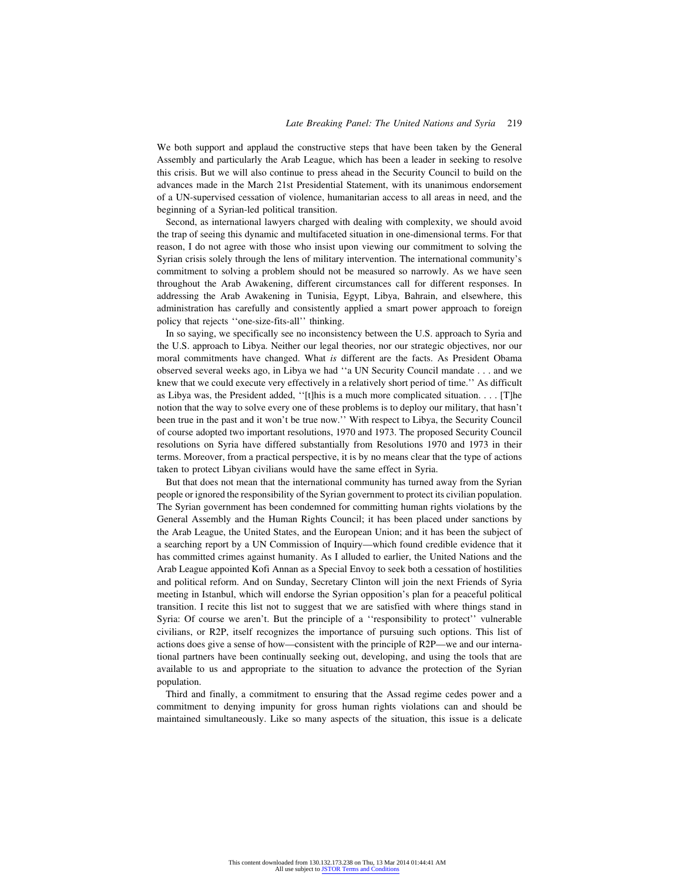We both support and applaud the constructive steps that have been taken by the General Assembly and particularly the Arab League, which has been a leader in seeking to resolve this crisis. But we will also continue to press ahead in the Security Council to build on the advances made in the March 21st Presidential Statement, with its unanimous endorsement of a UN-supervised cessation of violence, humanitarian access to all areas in need, and the beginning of a Syrian-led political transition.

Second, as international lawyers charged with dealing with complexity, we should avoid the trap of seeing this dynamic and multifaceted situation in one-dimensional terms. For that reason, I do not agree with those who insist upon viewing our commitment to solving the Syrian crisis solely through the lens of military intervention. The international community's commitment to solving a problem should not be measured so narrowly. As we have seen throughout the Arab Awakening, different circumstances call for different responses. In addressing the Arab Awakening in Tunisia, Egypt, Libya, Bahrain, and elsewhere, this administration has carefully and consistently applied a smart power approach to foreign policy that rejects ''one-size-fits-all'' thinking.

In so saying, we specifically see no inconsistency between the U.S. approach to Syria and the U.S. approach to Libya. Neither our legal theories, nor our strategic objectives, nor our moral commitments have changed. What *is* different are the facts. As President Obama observed several weeks ago, in Libya we had ''a UN Security Council mandate . . . and we knew that we could execute very effectively in a relatively short period of time.'' As difficult as Libya was, the President added, ''[t]his is a much more complicated situation. . . . [T]he notion that the way to solve every one of these problems is to deploy our military, that hasn't been true in the past and it won't be true now.'' With respect to Libya, the Security Council of course adopted two important resolutions, 1970 and 1973. The proposed Security Council resolutions on Syria have differed substantially from Resolutions 1970 and 1973 in their terms. Moreover, from a practical perspective, it is by no means clear that the type of actions taken to protect Libyan civilians would have the same effect in Syria.

But that does not mean that the international community has turned away from the Syrian people or ignored the responsibility of the Syrian government to protect its civilian population. The Syrian government has been condemned for committing human rights violations by the General Assembly and the Human Rights Council; it has been placed under sanctions by the Arab League, the United States, and the European Union; and it has been the subject of a searching report by a UN Commission of Inquiry—which found credible evidence that it has committed crimes against humanity. As I alluded to earlier, the United Nations and the Arab League appointed Kofi Annan as a Special Envoy to seek both a cessation of hostilities and political reform. And on Sunday, Secretary Clinton will join the next Friends of Syria meeting in Istanbul, which will endorse the Syrian opposition's plan for a peaceful political transition. I recite this list not to suggest that we are satisfied with where things stand in Syria: Of course we aren't. But the principle of a ''responsibility to protect'' vulnerable civilians, or R2P, itself recognizes the importance of pursuing such options. This list of actions does give a sense of how—consistent with the principle of R2P—we and our international partners have been continually seeking out, developing, and using the tools that are available to us and appropriate to the situation to advance the protection of the Syrian population.

Third and finally, a commitment to ensuring that the Assad regime cedes power and a commitment to denying impunity for gross human rights violations can and should be maintained simultaneously. Like so many aspects of the situation, this issue is a delicate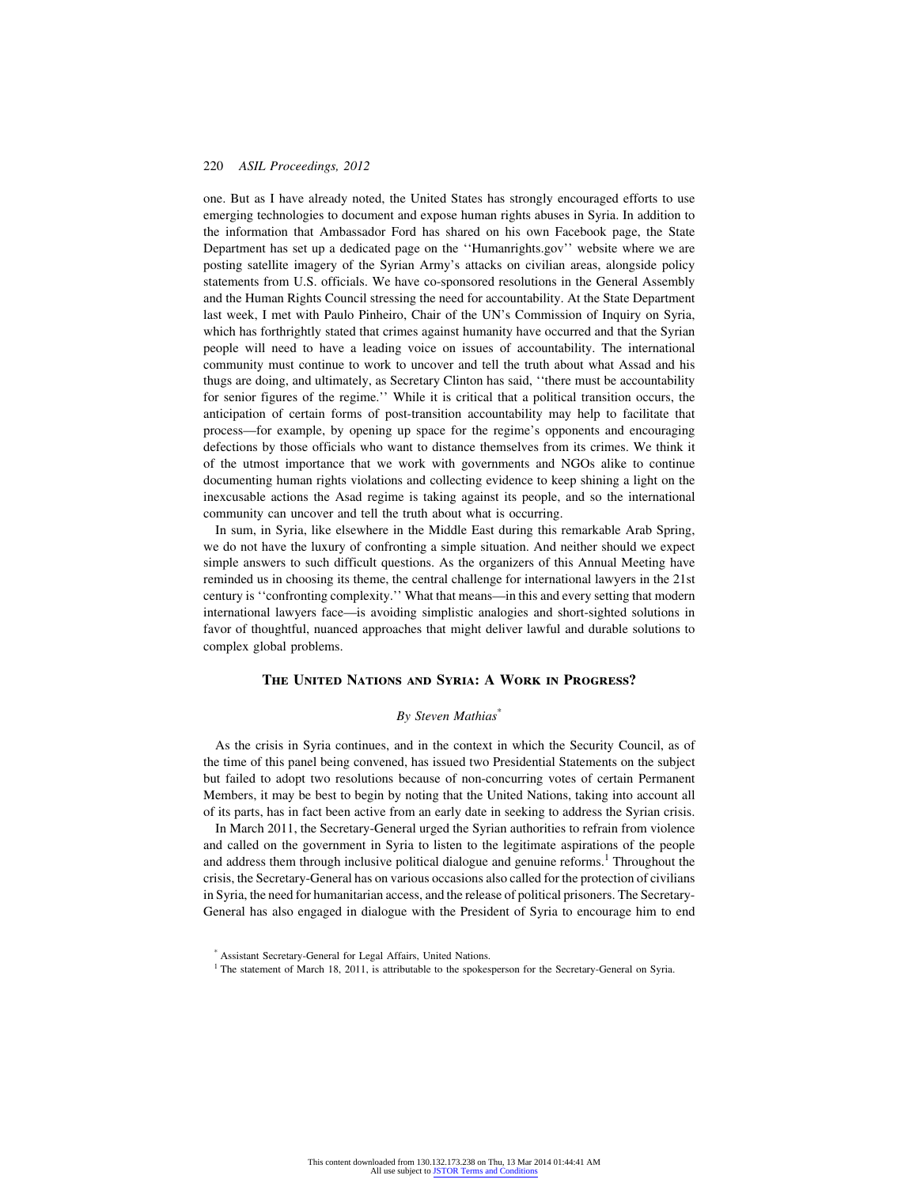one. But as I have already noted, the United States has strongly encouraged efforts to use emerging technologies to document and expose human rights abuses in Syria. In addition to the information that Ambassador Ford has shared on his own Facebook page, the State Department has set up a dedicated page on the ''Humanrights.gov'' website where we are posting satellite imagery of the Syrian Army's attacks on civilian areas, alongside policy statements from U.S. officials. We have co-sponsored resolutions in the General Assembly and the Human Rights Council stressing the need for accountability. At the State Department last week, I met with Paulo Pinheiro, Chair of the UN's Commission of Inquiry on Syria, which has forthrightly stated that crimes against humanity have occurred and that the Syrian people will need to have a leading voice on issues of accountability. The international community must continue to work to uncover and tell the truth about what Assad and his thugs are doing, and ultimately, as Secretary Clinton has said, ''there must be accountability for senior figures of the regime.'' While it is critical that a political transition occurs, the anticipation of certain forms of post-transition accountability may help to facilitate that process—for example, by opening up space for the regime's opponents and encouraging defections by those officials who want to distance themselves from its crimes. We think it of the utmost importance that we work with governments and NGOs alike to continue documenting human rights violations and collecting evidence to keep shining a light on the inexcusable actions the Asad regime is taking against its people, and so the international community can uncover and tell the truth about what is occurring.

In sum, in Syria, like elsewhere in the Middle East during this remarkable Arab Spring, we do not have the luxury of confronting a simple situation. And neither should we expect simple answers to such difficult questions. As the organizers of this Annual Meeting have reminded us in choosing its theme, the central challenge for international lawyers in the 21st century is ''confronting complexity.'' What that means—in this and every setting that modern international lawyers face—is avoiding simplistic analogies and short-sighted solutions in favor of thoughtful, nuanced approaches that might deliver lawful and durable solutions to complex global problems.

## The United Nations and Syria: A Work in Progress?

*By Steven Mathias*[*]

As the crisis in Syria continues, and in the context in which the Security Council, as of the time of this panel being convened, has issued two Presidential Statements on the subject but failed to adopt two resolutions because of non-concurring votes of certain Permanent Members, it may be best to begin by noting that the United Nations, taking into account all of its parts, has in fact been active from an early date in seeking to address the Syrian crisis.

In March 2011, the Secretary-General urged the Syrian authorities to refrain from violence and called on the government in Syria to listen to the legitimate aspirations of the people and address them through inclusive political dialogue and genuine reforms.[1] Throughout the crisis, the Secretary-General has on various occasions also called for the protection of civilians in Syria, the need for humanitarian access, and the release of political prisoners. The Secretary-General has also engaged in dialogue with the President of Syria to encourage him to end

[*] Assistant Secretary-General for Legal Affairs, United Nations.

[1] The statement of March 18, 2011, is attributable to the spokesperson for the Secretary-General on Syria.